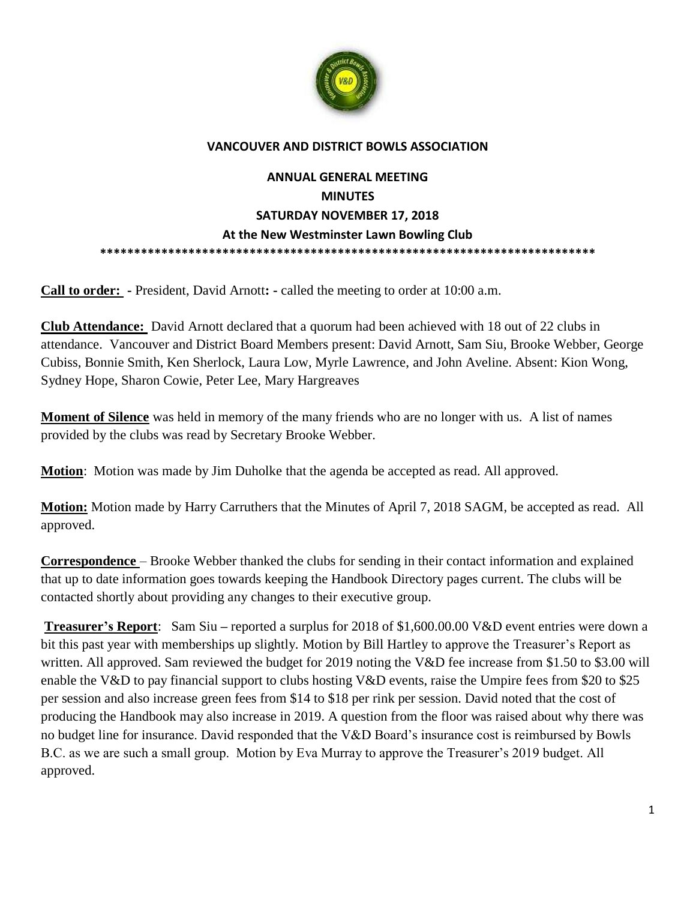# VANCOUVER AND DISTRICT BOWLS ASSOCIATION

## ANNUAL GENERAL MEETING

## MINUTES

## SATURDAY NOVEMBER 17, 2018

### At the New Westminster Lawn Bowling Club

\*\*\*\*\*\*\*\*\*\*\*\*\*\*\*\*\*\*\*\*\*\*\*\*\*\*\*\*\*\*\*\*\*\*\*\*\*\*\*\*\*\*\*\*\*\*\*\*\*\*\*\*\*\*\*\*\*\*\*\*\*\*\*\*\*\*\*\*\*\*\*\*\*\*\*

**Call to order: -** President, David Arnott**: -** called the meeting to order at 10:00 a.m.

**Club Attendance:** David Arnott declared that a quorum had been achieved with 18 out of 22 clubs in attendance. Vancouver and District Board Members present: David Arnott, Sam Siu, Brooke Webber, George Cubiss, Bonnie Smith, Ken Sherlock, Laura Low, Myrle Lawrence, and John Aveline. Absent: Kion Wong, Sydney Hope, Sharon Cowie, Peter Lee, Mary Hargreaves

**Moment of Silence** was held in memory of the many friends who are no longer with us. A list of names provided by the clubs was read by Secretary Brooke Webber.

**Motion**: Motion was made by Jim Duholke that the agenda be accepted as read. All approved.

**Motion:** Motion made by Harry Carruthers that the Minutes of April 7, 2018 SAGM, be accepted as read. All approved.

**Correspondence** – Brooke Webber thanked the clubs for sending in their contact information and explained that up to date information goes towards keeping the Handbook Directory pages current. The clubs will be contacted shortly about providing any changes to their executive group.

**Treasurer's Report**: Sam Siu **–** reported a surplus for 2018 of $1,600.00.00 V&D event entries were down a bit this past year with memberships up slightly. Motion by Bill Hartley to approve the Treasurer's Report as written. All approved. Sam reviewed the budget for 2019 noting the V&D fee increase from $1.50 to $3.00 will enable the V&D to pay financial support to clubs hosting V&D events, raise the Umpire fees from $20 to $25 per session and also increase green fees from $14 to $18 per rink per session. David noted that the cost of producing the Handbook may also increase in 2019. A question from the floor was raised about why there was no budget line for insurance. David responded that the V&D Board's insurance cost is reimbursed by Bowls B.C. as we are such a small group. Motion by Eva Murray to approve the Treasurer's 2019 budget. All approved.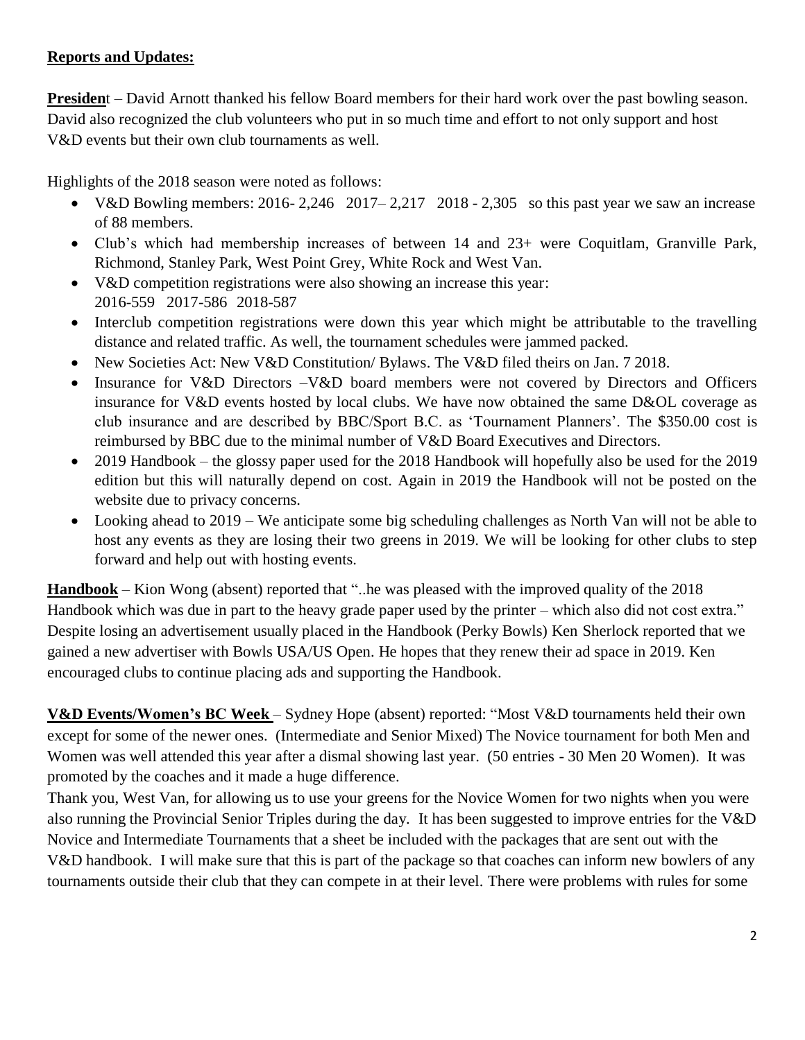**Reports and Updates:**

**President** – David Arnott thanked his fellow Board members for their hard work over the past bowling season. David also recognized the club volunteers who put in so much time and effort to not only support and host V&D events but their own club tournaments as well.

Highlights of the 2018 season were noted as follows:

- V&D Bowling members: 2016- 2,246 2017– 2,217 2018 - 2,305 so this past year we saw an increase of 88 members.
- Club's which had membership increases of between 14 and 23+ were Coquitlam, Granville Park, Richmond, Stanley Park, West Point Grey, White Rock and West Van.
- V&D competition registrations were also showing an increase this year: 2016-559 2017-586 2018-587
- Interclub competition registrations were down this year which might be attributable to the travelling distance and related traffic. As well, the tournament schedules were jammed packed.
- New Societies Act: New V&D Constitution/ Bylaws. The V&D filed theirs on Jan. 7 2018.
- Insurance for V&D Directors –V&D board members were not covered by Directors and Officers insurance for V&D events hosted by local clubs. We have now obtained the same D&OL coverage as club insurance and are described by BBC/Sport B.C. as 'Tournament Planners'. The $350.00 cost is reimbursed by BBC due to the minimal number of V&D Board Executives and Directors.
- 2019 Handbook – the glossy paper used for the 2018 Handbook will hopefully also be used for the 2019 edition but this will naturally depend on cost. Again in 2019 the Handbook will not be posted on the website due to privacy concerns.
- Looking ahead to 2019 – We anticipate some big scheduling challenges as North Van will not be able to host any events as they are losing their two greens in 2019. We will be looking for other clubs to step forward and help out with hosting events.

**Handbook** – Kion Wong (absent) reported that "..he was pleased with the improved quality of the 2018 Handbook which was due in part to the heavy grade paper used by the printer – which also did not cost extra." Despite losing an advertisement usually placed in the Handbook (Perky Bowls) Ken Sherlock reported that we gained a new advertiser with Bowls USA/US Open. He hopes that they renew their ad space in 2019. Ken encouraged clubs to continue placing ads and supporting the Handbook.

**V&D Events/Women's BC Week** – Sydney Hope (absent) reported: "Most V&D tournaments held their own except for some of the newer ones. (Intermediate and Senior Mixed) The Novice tournament for both Men and Women was well attended this year after a dismal showing last year. (50 entries - 30 Men 20 Women). It was promoted by the coaches and it made a huge difference.

Thank you, West Van, for allowing us to use your greens for the Novice Women for two nights when you were also running the Provincial Senior Triples during the day. It has been suggested to improve entries for the V&D Novice and Intermediate Tournaments that a sheet be included with the packages that are sent out with the V&D handbook. I will make sure that this is part of the package so that coaches can inform new bowlers of any tournaments outside their club that they can compete in at their level. There were problems with rules for some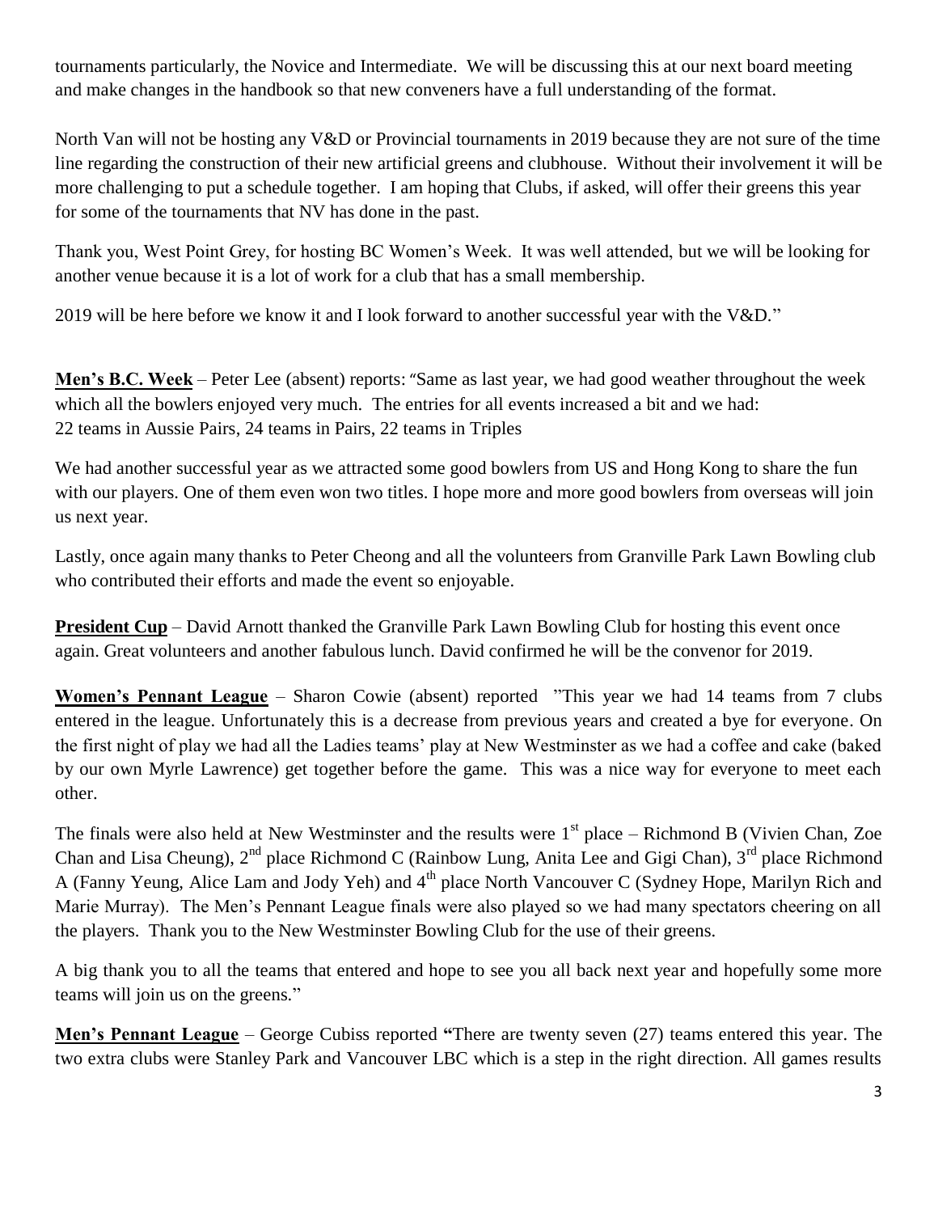tournaments particularly, the Novice and Intermediate. We will be discussing this at our next board meeting and make changes in the handbook so that new conveners have a full understanding of the format.

North Van will not be hosting any V&D or Provincial tournaments in 2019 because they are not sure of the time line regarding the construction of their new artificial greens and clubhouse. Without their involvement it will be more challenging to put a schedule together. I am hoping that Clubs, if asked, will offer their greens this year for some of the tournaments that NV has done in the past.

Thank you, West Point Grey, for hosting BC Women's Week. It was well attended, but we will be looking for another venue because it is a lot of work for a club that has a small membership.

2019 will be here before we know it and I look forward to another successful year with the V&D."

**Men's B.C. Week** – Peter Lee (absent) reports: "Same as last year, we had good weather throughout the week which all the bowlers enjoyed very much. The entries for all events increased a bit and we had:
22 teams in Aussie Pairs, 24 teams in Pairs, 22 teams in Triples

We had another successful year as we attracted some good bowlers from US and Hong Kong to share the fun with our players. One of them even won two titles. I hope more and more good bowlers from overseas will join us next year.

Lastly, once again many thanks to Peter Cheong and all the volunteers from Granville Park Lawn Bowling club who contributed their efforts and made the event so enjoyable.

**President Cup** – David Arnott thanked the Granville Park Lawn Bowling Club for hosting this event once again. Great volunteers and another fabulous lunch. David confirmed he will be the convenor for 2019.

**Women's Pennant League** – Sharon Cowie (absent) reported "This year we had 14 teams from 7 clubs entered in the league. Unfortunately this is a decrease from previous years and created a bye for everyone. On the first night of play we had all the Ladies teams' play at New Westminster as we had a coffee and cake (baked by our own Myrle Lawrence) get together before the game. This was a nice way for everyone to meet each other.

The finals were also held at New Westminster and the results were 1st place – Richmond B (Vivien Chan, Zoe Chan and Lisa Cheung), 2nd place Richmond C (Rainbow Lung, Anita Lee and Gigi Chan), 3rd place Richmond A (Fanny Yeung, Alice Lam and Jody Yeh) and 4th place North Vancouver C (Sydney Hope, Marilyn Rich and Marie Murray). The Men's Pennant League finals were also played so we had many spectators cheering on all the players. Thank you to the New Westminster Bowling Club for the use of their greens.

A big thank you to all the teams that entered and hope to see you all back next year and hopefully some more teams will join us on the greens."

**Men's Pennant League** – George Cubiss reported **"**There are twenty seven (27) teams entered this year. The two extra clubs were Stanley Park and Vancouver LBC which is a step in the right direction. All games results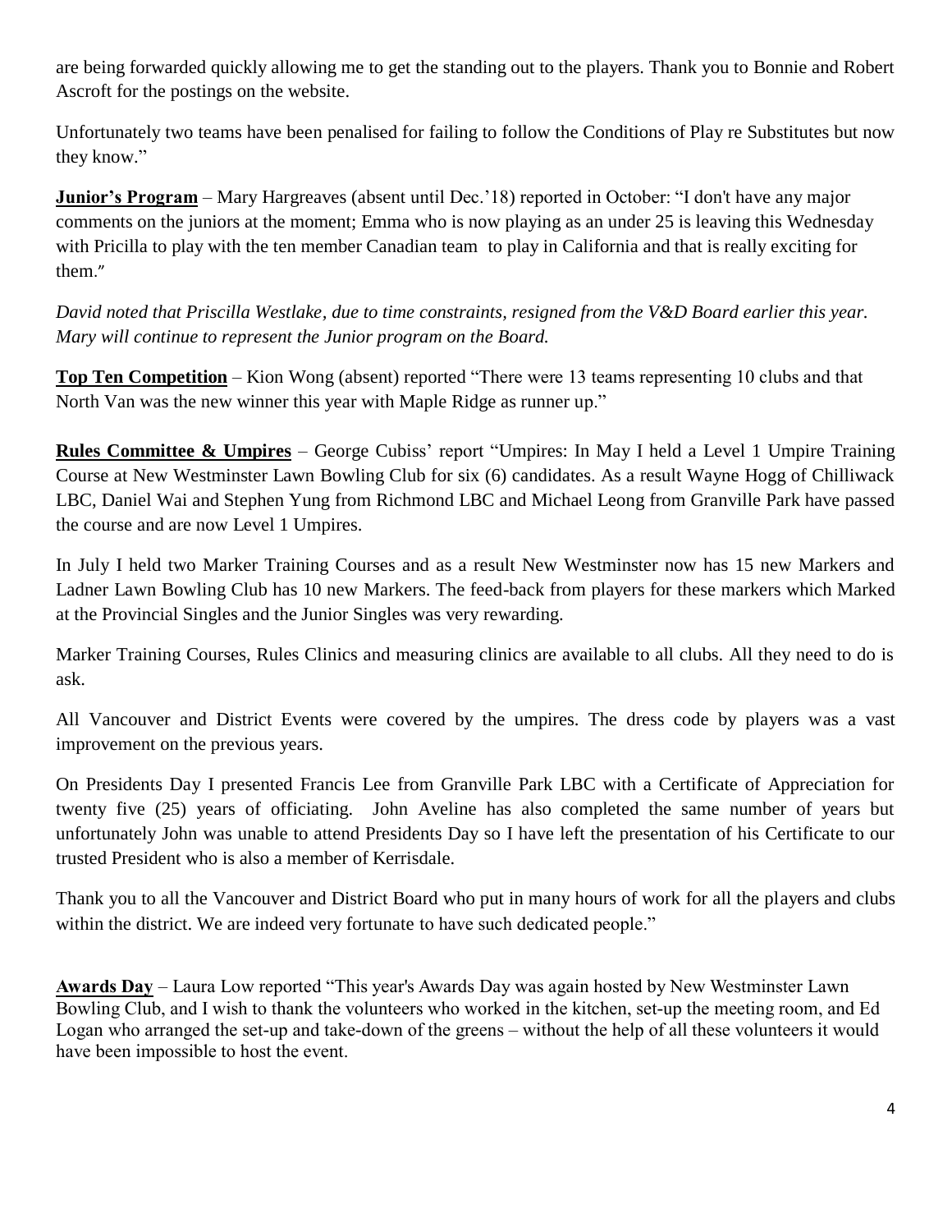are being forwarded quickly allowing me to get the standing out to the players. Thank you to Bonnie and Robert Ascroft for the postings on the website.

Unfortunately two teams have been penalised for failing to follow the Conditions of Play re Substitutes but now they know."

**Junior's Program** – Mary Hargreaves (absent until Dec.'18) reported in October: "I don't have any major comments on the juniors at the moment; Emma who is now playing as an under 25 is leaving this Wednesday with Pricilla to play with the ten member Canadian team to play in California and that is really exciting for them."

*David noted that Priscilla Westlake, due to time constraints, resigned from the V&D Board earlier this year. Mary will continue to represent the Junior program on the Board.*

**Top Ten Competition** – Kion Wong (absent) reported "There were 13 teams representing 10 clubs and that North Van was the new winner this year with Maple Ridge as runner up."

**Rules Committee & Umpires** – George Cubiss' report "Umpires: In May I held a Level 1 Umpire Training Course at New Westminster Lawn Bowling Club for six (6) candidates. As a result Wayne Hogg of Chilliwack LBC, Daniel Wai and Stephen Yung from Richmond LBC and Michael Leong from Granville Park have passed the course and are now Level 1 Umpires.

In July I held two Marker Training Courses and as a result New Westminster now has 15 new Markers and Ladner Lawn Bowling Club has 10 new Markers. The feed-back from players for these markers which Marked at the Provincial Singles and the Junior Singles was very rewarding.

Marker Training Courses, Rules Clinics and measuring clinics are available to all clubs. All they need to do is ask.

All Vancouver and District Events were covered by the umpires. The dress code by players was a vast improvement on the previous years.

On Presidents Day I presented Francis Lee from Granville Park LBC with a Certificate of Appreciation for twenty five (25) years of officiating. John Aveline has also completed the same number of years but unfortunately John was unable to attend Presidents Day so I have left the presentation of his Certificate to our trusted President who is also a member of Kerrisdale.

Thank you to all the Vancouver and District Board who put in many hours of work for all the players and clubs within the district. We are indeed very fortunate to have such dedicated people."

**Awards Day** – Laura Low reported "This year's Awards Day was again hosted by New Westminster Lawn Bowling Club, and I wish to thank the volunteers who worked in the kitchen, set-up the meeting room, and Ed Logan who arranged the set-up and take-down of the greens – without the help of all these volunteers it would have been impossible to host the event.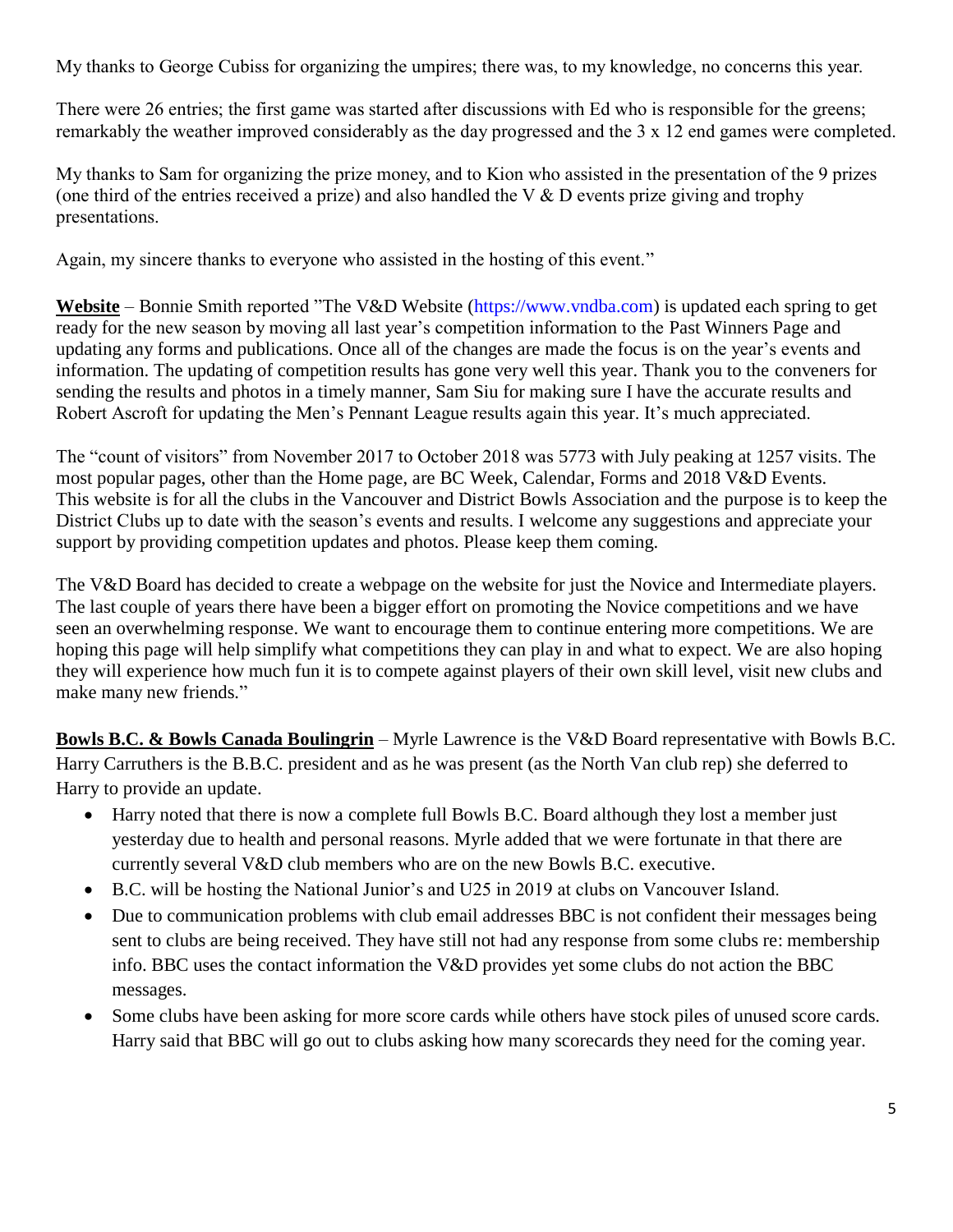My thanks to George Cubiss for organizing the umpires; there was, to my knowledge, no concerns this year.

There were 26 entries; the first game was started after discussions with Ed who is responsible for the greens; remarkably the weather improved considerably as the day progressed and the 3 x 12 end games were completed.

My thanks to Sam for organizing the prize money, and to Kion who assisted in the presentation of the 9 prizes (one third of the entries received a prize) and also handled the V & D events prize giving and trophy presentations.

Again, my sincere thanks to everyone who assisted in the hosting of this event."

**Website** – Bonnie Smith reported "The V&D Website (https://www.vndba.com) is updated each spring to get ready for the new season by moving all last year's competition information to the Past Winners Page and updating any forms and publications. Once all of the changes are made the focus is on the year's events and information. The updating of competition results has gone very well this year. Thank you to the conveners for sending the results and photos in a timely manner, Sam Siu for making sure I have the accurate results and Robert Ascroft for updating the Men's Pennant League results again this year. It's much appreciated.

The "count of visitors" from November 2017 to October 2018 was 5773 with July peaking at 1257 visits. The most popular pages, other than the Home page, are BC Week, Calendar, Forms and 2018 V&D Events. This website is for all the clubs in the Vancouver and District Bowls Association and the purpose is to keep the District Clubs up to date with the season's events and results. I welcome any suggestions and appreciate your support by providing competition updates and photos. Please keep them coming.

The V&D Board has decided to create a webpage on the website for just the Novice and Intermediate players. The last couple of years there have been a bigger effort on promoting the Novice competitions and we have seen an overwhelming response. We want to encourage them to continue entering more competitions. We are hoping this page will help simplify what competitions they can play in and what to expect. We are also hoping they will experience how much fun it is to compete against players of their own skill level, visit new clubs and make many new friends."

**Bowls B.C. & Bowls Canada Boulingrin** – Myrle Lawrence is the V&D Board representative with Bowls B.C. Harry Carruthers is the B.B.C. president and as he was present (as the North Van club rep) she deferred to Harry to provide an update.

- Harry noted that there is now a complete full Bowls B.C. Board although they lost a member just yesterday due to health and personal reasons. Myrle added that we were fortunate in that there are currently several V&D club members who are on the new Bowls B.C. executive.
- B.C. will be hosting the National Junior's and U25 in 2019 at clubs on Vancouver Island.
- Due to communication problems with club email addresses BBC is not confident their messages being sent to clubs are being received. They have still not had any response from some clubs re: membership info. BBC uses the contact information the V&D provides yet some clubs do not action the BBC messages.
- Some clubs have been asking for more score cards while others have stock piles of unused score cards. Harry said that BBC will go out to clubs asking how many scorecards they need for the coming year.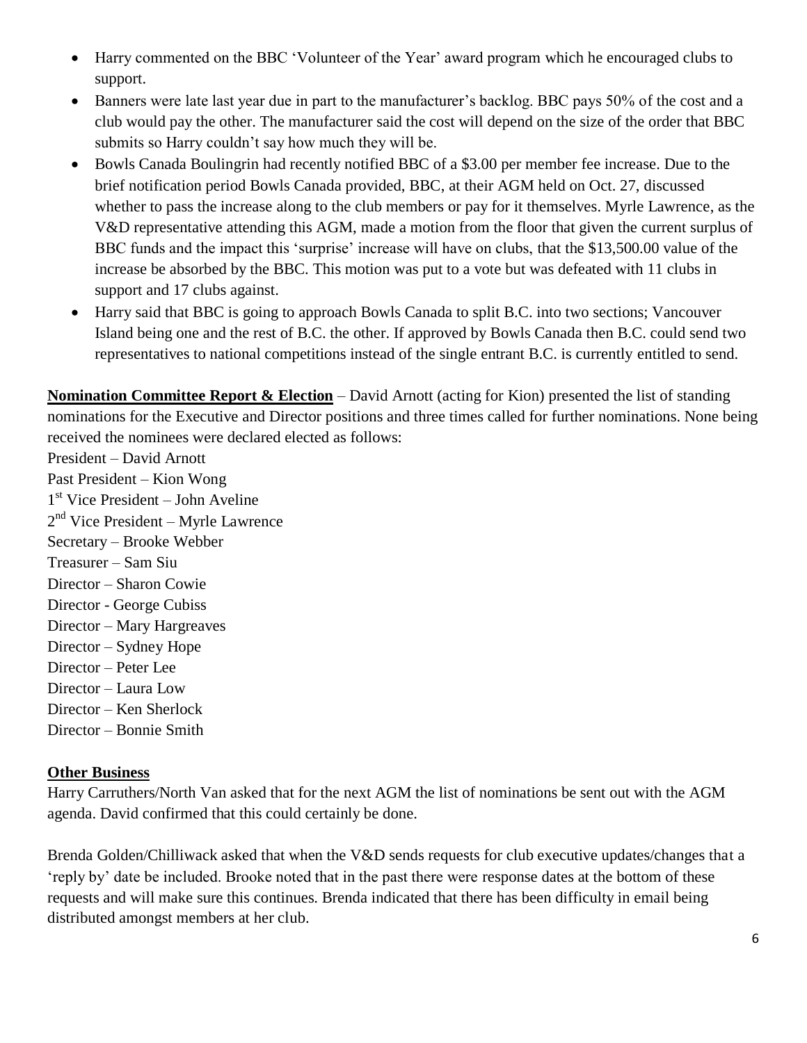- Harry commented on the BBC 'Volunteer of the Year' award program which he encouraged clubs to support.
- Banners were late last year due in part to the manufacturer's backlog. BBC pays 50% of the cost and a club would pay the other. The manufacturer said the cost will depend on the size of the order that BBC submits so Harry couldn't say how much they will be.
- Bowls Canada Boulingrin had recently notified BBC of a $3.00 per member fee increase. Due to the brief notification period Bowls Canada provided, BBC, at their AGM held on Oct. 27, discussed whether to pass the increase along to the club members or pay for it themselves. Myrle Lawrence, as the V&D representative attending this AGM, made a motion from the floor that given the current surplus of BBC funds and the impact this 'surprise' increase will have on clubs, that the $13,500.00 value of the increase be absorbed by the BBC. This motion was put to a vote but was defeated with 11 clubs in support and 17 clubs against.
- Harry said that BBC is going to approach Bowls Canada to split B.C. into two sections; Vancouver Island being one and the rest of B.C. the other. If approved by Bowls Canada then B.C. could send two representatives to national competitions instead of the single entrant B.C. is currently entitled to send.

**Nomination Committee Report & Election** – David Arnott (acting for Kion) presented the list of standing nominations for the Executive and Director positions and three times called for further nominations. None being received the nominees were declared elected as follows:

President – David Arnott
Past President – Kion Wong
1st Vice President – John Aveline
2nd Vice President – Myrle Lawrence
Secretary – Brooke Webber
Treasurer – Sam Siu
Director – Sharon Cowie
Director - George Cubiss
Director – Mary Hargreaves
Director – Sydney Hope
Director – Peter Lee
Director – Laura Low
Director – Ken Sherlock
Director – Bonnie Smith

## Other Business

Harry Carruthers/North Van asked that for the next AGM the list of nominations be sent out with the AGM agenda. David confirmed that this could certainly be done.

Brenda Golden/Chilliwack asked that when the V&D sends requests for club executive updates/changes that a 'reply by' date be included. Brooke noted that in the past there were response dates at the bottom of these requests and will make sure this continues. Brenda indicated that there has been difficulty in email being distributed amongst members at her club.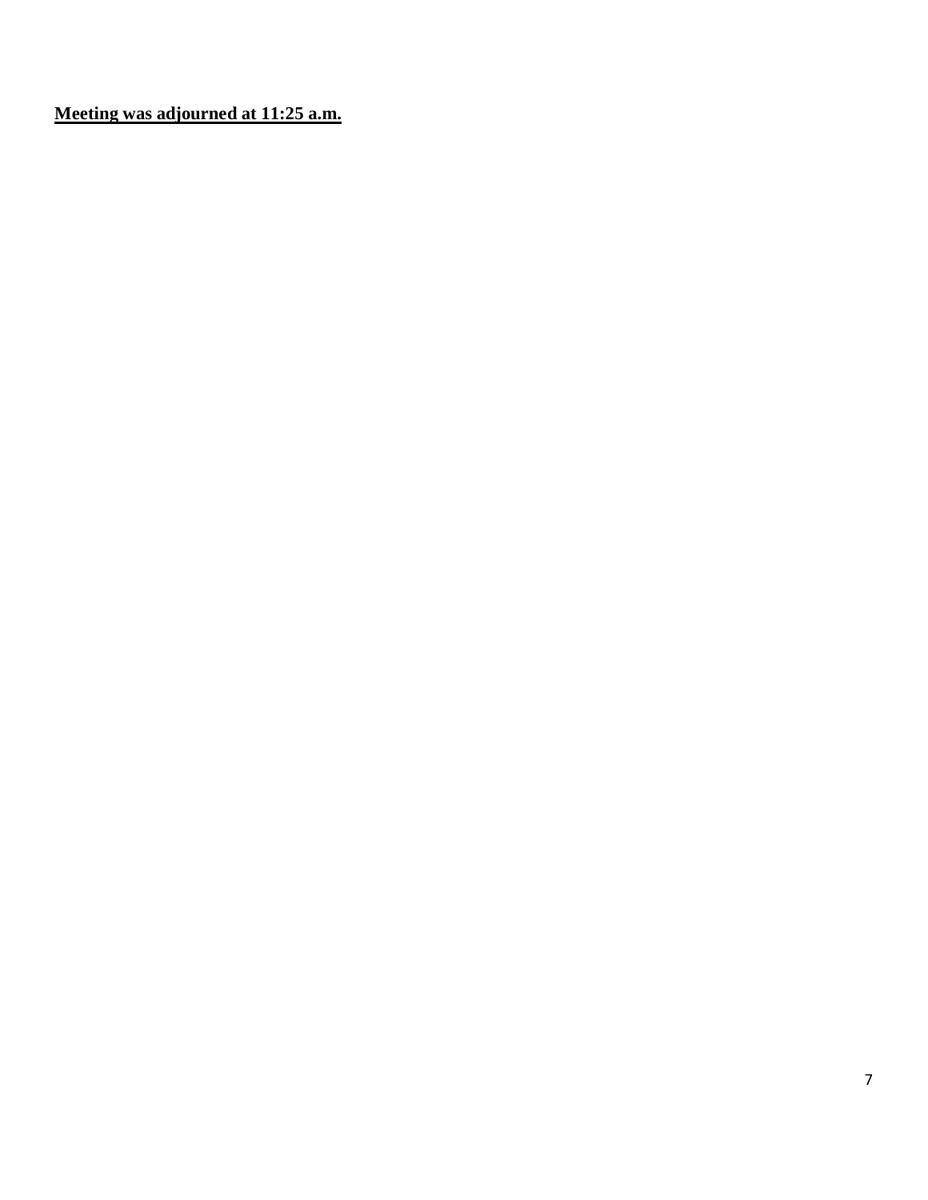**Meeting was adjourned at 11:25 a.m.**